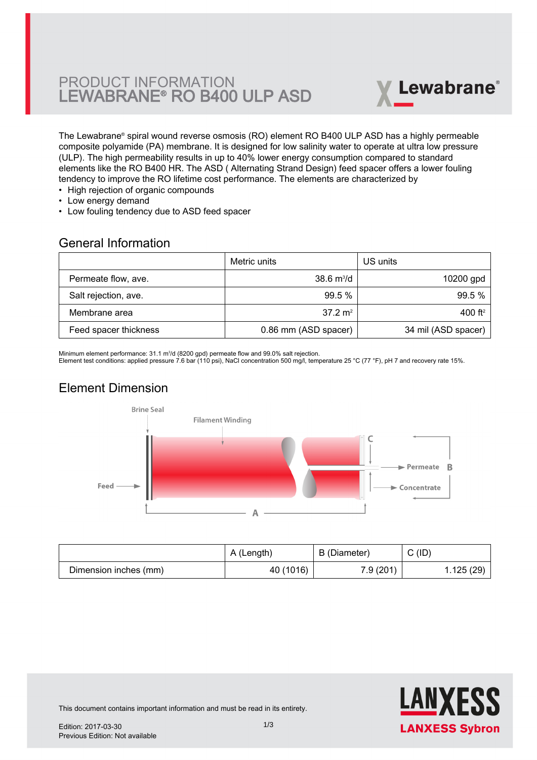# PRODUCT INFORMATION
# LEWABRANE® RO B400 ULP ASD

Lewabrane®

The Lewabrane® spiral wound reverse osmosis (RO) element RO B400 ULP ASD has a highly permeable composite polyamide (PA) membrane. It is designed for low salinity water to operate at ultra low pressure (ULP). The high permeability results in up to 40% lower energy consumption compared to standard elements like the RO B400 HR. The ASD ( Alternating Strand Design) feed spacer offers a lower fouling tendency to improve the RO lifetime cost performance. The elements are characterized by

- High rejection of organic compounds
- Low energy demand
- Low fouling tendency due to ASD feed spacer

## General Information

| | Metric units | US units |
|---|---|---|
| Permeate flow, ave. | 38.6 m³/d | 10200 gpd |
| Salt rejection, ave. | 99.5 % | 99.5 % |
| Membrane area | 37.2 m² | 400 ft² |
| Feed spacer thickness | 0.86 mm (ASD spacer) | 34 mil (ASD spacer) |

Minimum element performance: 31.1 m³/d (8200 gpd) permeate flow and 99.0% salt rejection.
Element test conditions: applied pressure 7.6 bar (110 psi), NaCl concentration 500 mg/l, temperature 25 °C (77 °F), pH 7 and recovery rate 15%.

## Element Dimension

Brine Seal
Filament Winding
Feed
Permeate
Concentrate
A
B
C

| | A (Length) | B (Diameter) | C (ID) |
|---|---|---|---|
| Dimension inches (mm) | 40 (1016) | 7.9 (201) | 1.125 (29) |

This document contains important information and must be read in its entirety.

Edition: 2017-03-30
Previous Edition: Not available

LANXESS
LANXESS Sybron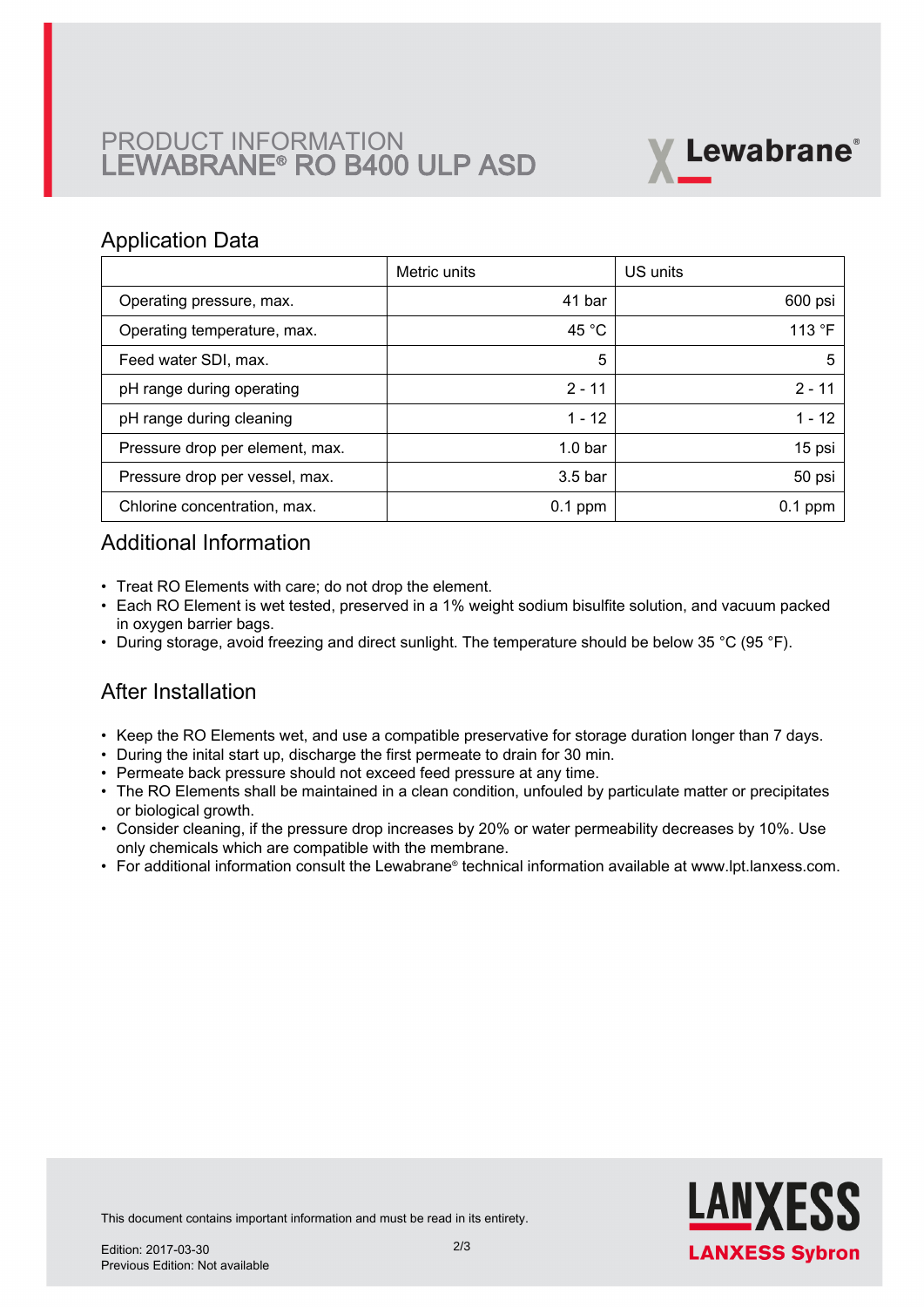# PRODUCT INFORMATION
# LEWABRANE® RO B400 ULP ASD

## Application Data

| | Metric units | US units |
|---|---|---|
| Operating pressure, max. | 41 bar | 600 psi |
| Operating temperature, max. | 45 °C | 113 °F |
| Feed water SDI, max. | 5 | 5 |
| pH range during operating | 2 - 11 | 2 - 11 |
| pH range during cleaning | 1 - 12 | 1 - 12 |
| Pressure drop per element, max. | 1.0 bar | 15 psi |
| Pressure drop per vessel, max. | 3.5 bar | 50 psi |
| Chlorine concentration, max. | 0.1 ppm | 0.1 ppm |

## Additional Information

- Treat RO Elements with care; do not drop the element.
- Each RO Element is wet tested, preserved in a 1% weight sodium bisulfite solution, and vacuum packed in oxygen barrier bags.
- During storage, avoid freezing and direct sunlight. The temperature should be below 35 °C (95 °F).

## After Installation

- Keep the RO Elements wet, and use a compatible preservative for storage duration longer than 7 days.
- During the inital start up, discharge the first permeate to drain for 30 min.
- Permeate back pressure should not exceed feed pressure at any time.
- The RO Elements shall be maintained in a clean condition, unfouled by particulate matter or precipitates or biological growth.
- Consider cleaning, if the pressure drop increases by 20% or water permeability decreases by 10%. Use only chemicals which are compatible with the membrane.
- For additional information consult the Lewabrane® technical information available at www.lpt.lanxess.com.

This document contains important information and must be read in its entirety.

Edition: 2017-03-30
Previous Edition: Not available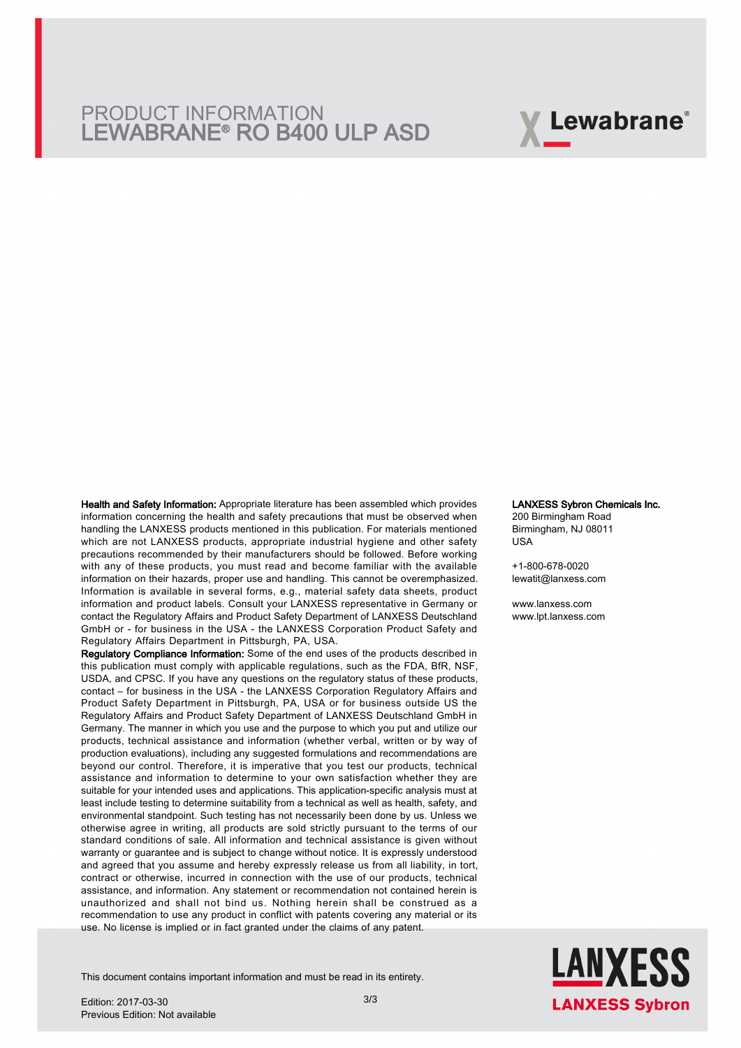**Health and Safety Information:** Appropriate literature has been assembled which provides information concerning the health and safety precautions that must be observed when handling the LANXESS products mentioned in this publication. For materials mentioned which are not LANXESS products, appropriate industrial hygiene and other safety precautions recommended by their manufacturers should be followed. Before working with any of these products, you must read and become familiar with the available information on their hazards, proper use and handling. This cannot be overemphasized. Information is available in several forms, e.g., material safety data sheets, product information and product labels. Consult your LANXESS representative in Germany or contact the Regulatory Affairs and Product Safety Department of LANXESS Deutschland GmbH or - for business in the USA - the LANXESS Corporation Product Safety and Regulatory Affairs Department in Pittsburgh, PA, USA.

**Regulatory Compliance Information:** Some of the end uses of the products described in this publication must comply with applicable regulations, such as the FDA, BfR, NSF, USDA, and CPSC. If you have any questions on the regulatory status of these products, contact – for business in the USA - the LANXESS Corporation Regulatory Affairs and Product Safety Department in Pittsburgh, PA, USA or for business outside US the Regulatory Affairs and Product Safety Department of LANXESS Deutschland GmbH in Germany. The manner in which you use and the purpose to which you put and utilize our products, technical assistance and information (whether verbal, written or by way of production evaluations), including any suggested formulations and recommendations are beyond our control. Therefore, it is imperative that you test our products, technical assistance and information to determine to your own satisfaction whether they are suitable for your intended uses and applications. This application-specific analysis must at least include testing to determine suitability from a technical as well as health, safety, and environmental standpoint. Such testing has not necessarily been done by us. Unless we otherwise agree in writing, all products are sold strictly pursuant to the terms of our standard conditions of sale. All information and technical assistance is given without warranty or guarantee and is subject to change without notice. It is expressly understood and agreed that you assume and hereby expressly release us from all liability, in tort, contract or otherwise, incurred in connection with the use of our products, technical assistance, and information. Any statement or recommendation not contained herein is unauthorized and shall not bind us. Nothing herein shall be construed as a recommendation to use any product in conflict with patents covering any material or its use. No license is implied or in fact granted under the claims of any patent.

**LANXESS Sybron Chemicals Inc.**
200 Birmingham Road
Birmingham, NJ 08011
USA

+1-800-678-0020
lewatit@lanxess.com

www.lanxess.com
www.lpt.lanxess.com

This document contains important information and must be read in its entirety.

Edition: 2017-03-30
Previous Edition: Not available